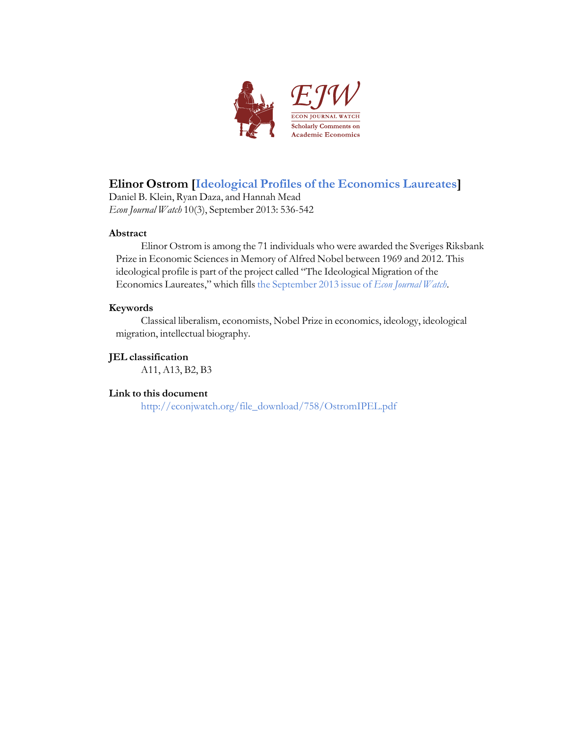# Elinor Ostrom [Ideological Profiles of the Economics Laureates]

Daniel B. Klein, Ryan Daza, and Hannah Mead

*Econ Journal Watch* 10(3), September 2013: 536-542

## Abstract

Elinor Ostrom is among the 71 individuals who were awarded the Sveriges Riksbank Prize in Economic Sciences in Memory of Alfred Nobel between 1969 and 2012. This ideological profile is part of the project called "The Ideological Migration of the Economics Laureates," which fills the September 2013 issue of *Econ Journal Watch*.

## Keywords

Classical liberalism, economists, Nobel Prize in economics, ideology, ideological migration, intellectual biography.

## JEL classification

A11, A13, B2, B3

## Link to this document

http://econjwatch.org/file_download/758/OstromIPEL.pdf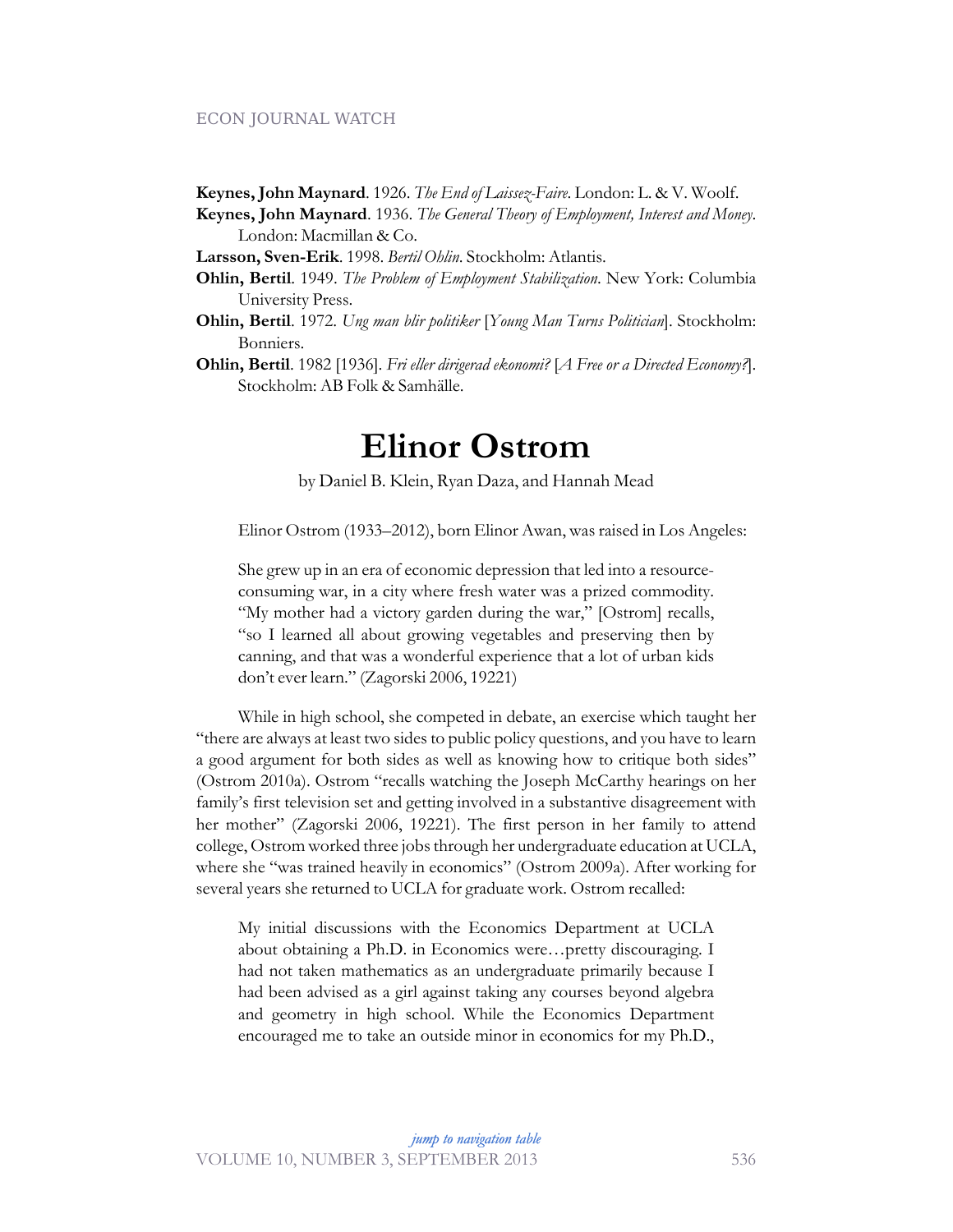**Keynes, John Maynard**. 1926. *The End of Laissez-Faire*. London: L. & V. Woolf.

**Keynes, John Maynard**. 1936. *The General Theory of Employment, Interest and Money*. London: Macmillan & Co.

**Larsson, Sven-Erik**. 1998. *Bertil Ohlin*. Stockholm: Atlantis.

**Ohlin, Bertil**. 1949. *The Problem of Employment Stabilization*. New York: Columbia University Press.

**Ohlin, Bertil**. 1972. *Ung man blir politiker* [*Young Man Turns Politician*]. Stockholm: Bonniers.

**Ohlin, Bertil**. 1982 [1936]. *Fri eller dirigerad ekonomi?* [*A Free or a Directed Economy?*]. Stockholm: AB Folk & Samhälle.

# Elinor Ostrom

by Daniel B. Klein, Ryan Daza, and Hannah Mead

Elinor Ostrom (1933–2012), born Elinor Awan, was raised in Los Angeles:

> She grew up in an era of economic depression that led into a resource-consuming war, in a city where fresh water was a prized commodity. "My mother had a victory garden during the war," [Ostrom] recalls, "so I learned all about growing vegetables and preserving then by canning, and that was a wonderful experience that a lot of urban kids don't ever learn." (Zagorski 2006, 19221)

While in high school, she competed in debate, an exercise which taught her "there are always at least two sides to public policy questions, and you have to learn a good argument for both sides as well as knowing how to critique both sides" (Ostrom 2010a). Ostrom "recalls watching the Joseph McCarthy hearings on her family's first television set and getting involved in a substantive disagreement with her mother" (Zagorski 2006, 19221). The first person in her family to attend college, Ostrom worked three jobs through her undergraduate education at UCLA, where she "was trained heavily in economics" (Ostrom 2009a). After working for several years she returned to UCLA for graduate work. Ostrom recalled:

> My initial discussions with the Economics Department at UCLA about obtaining a Ph.D. in Economics were…pretty discouraging. I had not taken mathematics as an undergraduate primarily because I had been advised as a girl against taking any courses beyond algebra and geometry in high school. While the Economics Department encouraged me to take an outside minor in economics for my Ph.D.,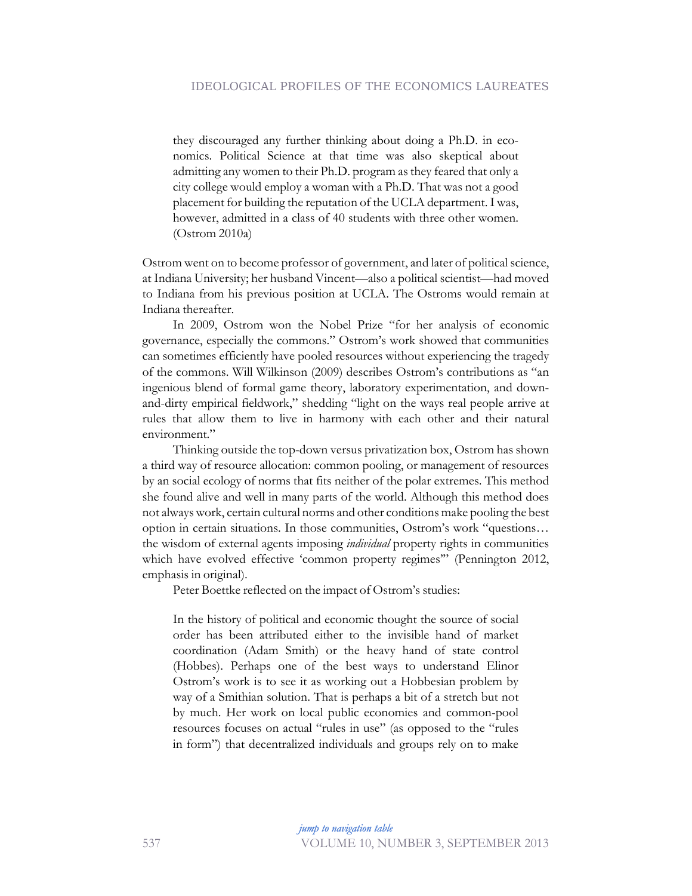> they discouraged any further thinking about doing a Ph.D. in economics. Political Science at that time was also skeptical about admitting any women to their Ph.D. program as they feared that only a city college would employ a woman with a Ph.D. That was not a good placement for building the reputation of the UCLA department. I was, however, admitted in a class of 40 students with three other women. (Ostrom 2010a)

Ostrom went on to become professor of government, and later of political science, at Indiana University; her husband Vincent—also a political scientist—had moved to Indiana from his previous position at UCLA. The Ostroms would remain at Indiana thereafter.

In 2009, Ostrom won the Nobel Prize "for her analysis of economic governance, especially the commons." Ostrom's work showed that communities can sometimes efficiently have pooled resources without experiencing the tragedy of the commons. Will Wilkinson (2009) describes Ostrom's contributions as "an ingenious blend of formal game theory, laboratory experimentation, and down-and-dirty empirical fieldwork," shedding "light on the ways real people arrive at rules that allow them to live in harmony with each other and their natural environment."

Thinking outside the top-down versus privatization box, Ostrom has shown a third way of resource allocation: common pooling, or management of resources by an social ecology of norms that fits neither of the polar extremes. This method she found alive and well in many parts of the world. Although this method does not always work, certain cultural norms and other conditions make pooling the best option in certain situations. In those communities, Ostrom's work "questions… the wisdom of external agents imposing *individual* property rights in communities which have evolved effective 'common property regimes'" (Pennington 2012, emphasis in original).

Peter Boettke reflected on the impact of Ostrom's studies:

> In the history of political and economic thought the source of social order has been attributed either to the invisible hand of market coordination (Adam Smith) or the heavy hand of state control (Hobbes). Perhaps one of the best ways to understand Elinor Ostrom's work is to see it as working out a Hobbesian problem by way of a Smithian solution. That is perhaps a bit of a stretch but not by much. Her work on local public economies and common-pool resources focuses on actual "rules in use" (as opposed to the "rules in form") that decentralized individuals and groups rely on to make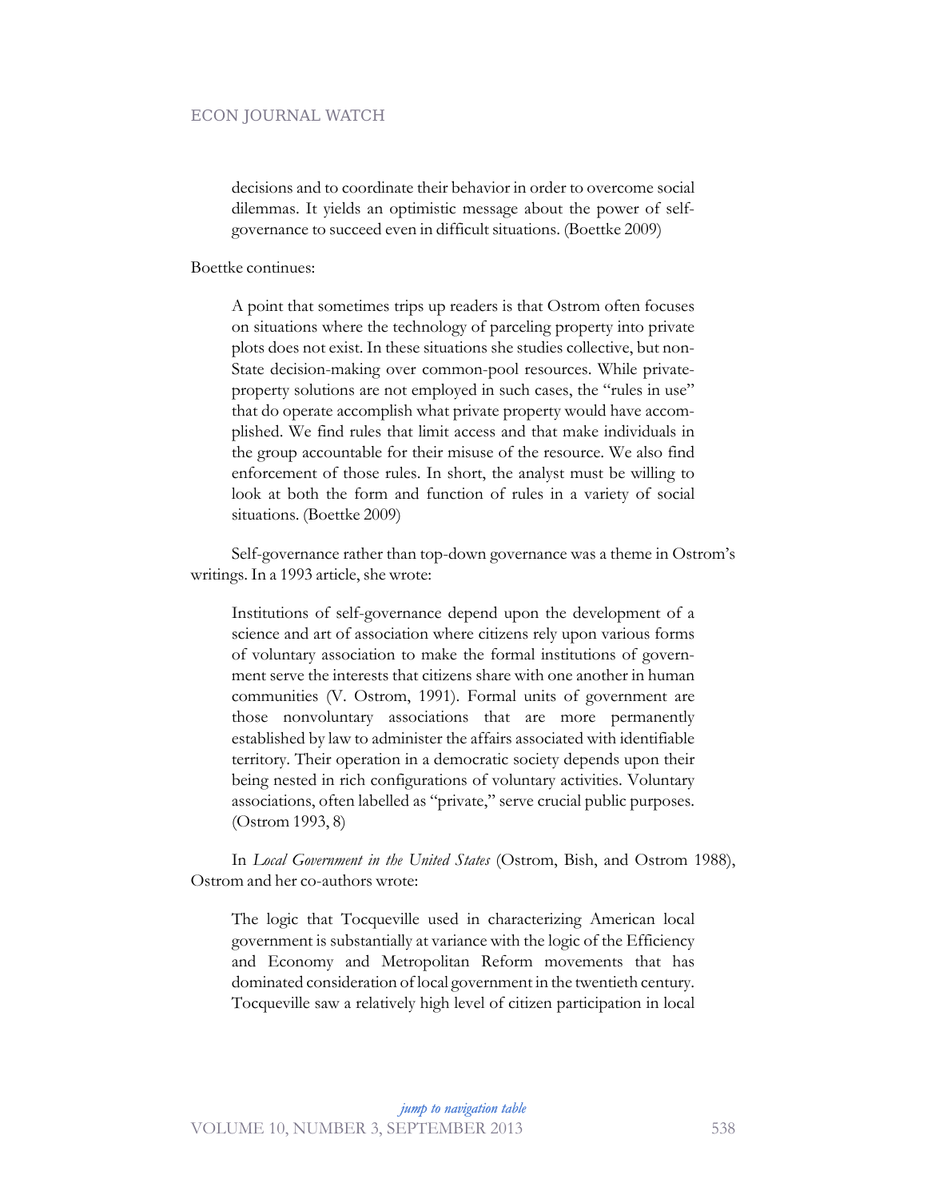> decisions and to coordinate their behavior in order to overcome social dilemmas. It yields an optimistic message about the power of self-governance to succeed even in difficult situations. (Boettke 2009)

Boettke continues:

> A point that sometimes trips up readers is that Ostrom often focuses on situations where the technology of parceling property into private plots does not exist. In these situations she studies collective, but non-State decision-making over common-pool resources. While private-property solutions are not employed in such cases, the "rules in use" that do operate accomplish what private property would have accomplished. We find rules that limit access and that make individuals in the group accountable for their misuse of the resource. We also find enforcement of those rules. In short, the analyst must be willing to look at both the form and function of rules in a variety of social situations. (Boettke 2009)

Self-governance rather than top-down governance was a theme in Ostrom's writings. In a 1993 article, she wrote:

> Institutions of self-governance depend upon the development of a science and art of association where citizens rely upon various forms of voluntary association to make the formal institutions of government serve the interests that citizens share with one another in human communities (V. Ostrom, 1991). Formal units of government are those nonvoluntary associations that are more permanently established by law to administer the affairs associated with identifiable territory. Their operation in a democratic society depends upon their being nested in rich configurations of voluntary activities. Voluntary associations, often labelled as "private," serve crucial public purposes. (Ostrom 1993, 8)

In *Local Government in the United States* (Ostrom, Bish, and Ostrom 1988), Ostrom and her co-authors wrote:

> The logic that Tocqueville used in characterizing American local government is substantially at variance with the logic of the Efficiency and Economy and Metropolitan Reform movements that has dominated consideration of local government in the twentieth century. Tocqueville saw a relatively high level of citizen participation in local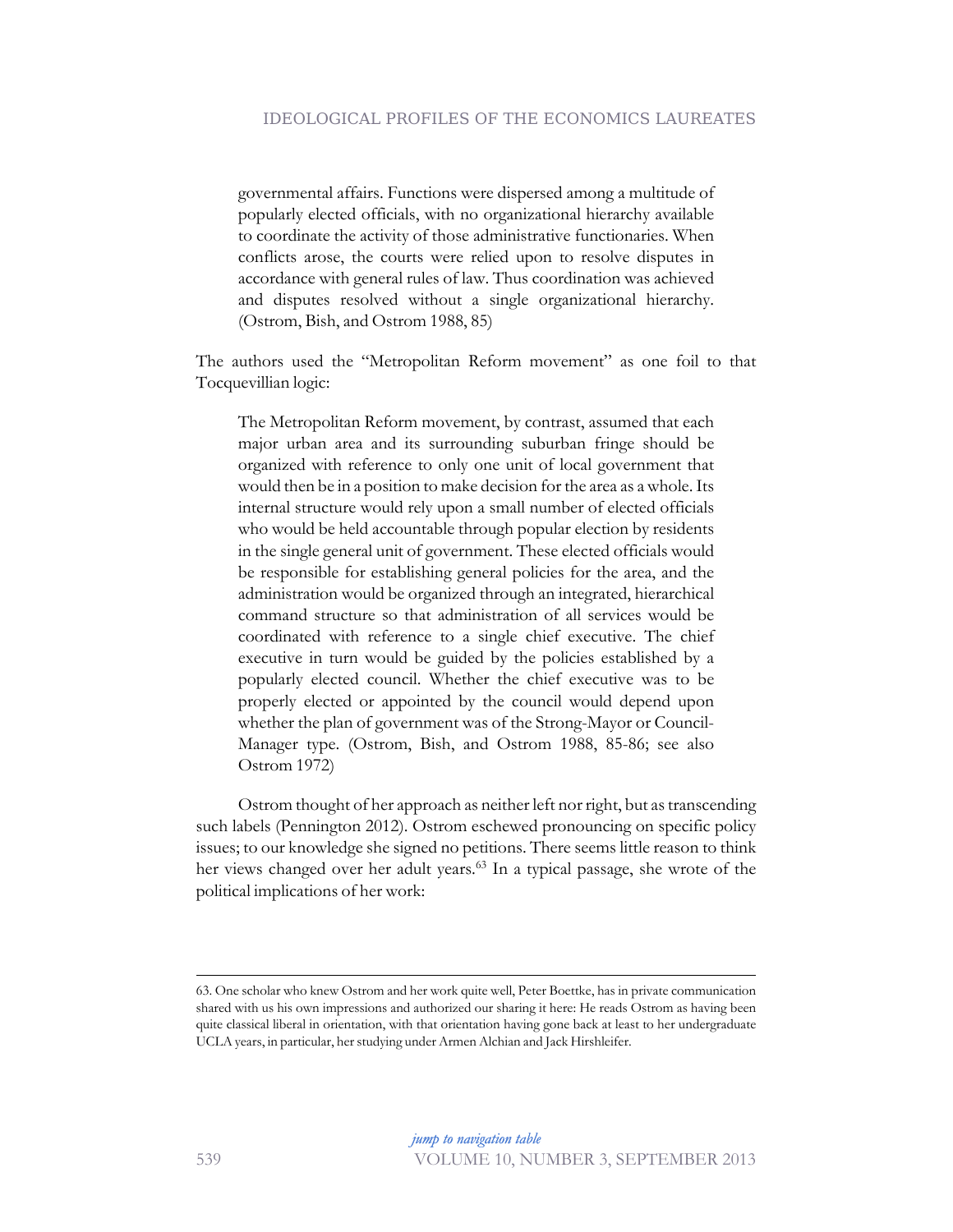> governmental affairs. Functions were dispersed among a multitude of popularly elected officials, with no organizational hierarchy available to coordinate the activity of those administrative functionaries. When conflicts arose, the courts were relied upon to resolve disputes in accordance with general rules of law. Thus coordination was achieved and disputes resolved without a single organizational hierarchy. (Ostrom, Bish, and Ostrom 1988, 85)

The authors used the "Metropolitan Reform movement" as one foil to that Tocquevillian logic:

> The Metropolitan Reform movement, by contrast, assumed that each major urban area and its surrounding suburban fringe should be organized with reference to only one unit of local government that would then be in a position to make decision for the area as a whole. Its internal structure would rely upon a small number of elected officials who would be held accountable through popular election by residents in the single general unit of government. These elected officials would be responsible for establishing general policies for the area, and the administration would be organized through an integrated, hierarchical command structure so that administration of all services would be coordinated with reference to a single chief executive. The chief executive in turn would be guided by the policies established by a popularly elected council. Whether the chief executive was to be properly elected or appointed by the council would depend upon whether the plan of government was of the Strong-Mayor or Council-Manager type. (Ostrom, Bish, and Ostrom 1988, 85-86; see also Ostrom 1972)

Ostrom thought of her approach as neither left nor right, but as transcending such labels (Pennington 2012). Ostrom eschewed pronouncing on specific policy issues; to our knowledge she signed no petitions. There seems little reason to think her views changed over her adult years.[63] In a typical passage, she wrote of the political implications of her work:

---

63. One scholar who knew Ostrom and her work quite well, Peter Boettke, has in private communication shared with us his own impressions and authorized our sharing it here: He reads Ostrom as having been quite classical liberal in orientation, with that orientation having gone back at least to her undergraduate UCLA years, in particular, her studying under Armen Alchian and Jack Hirshleifer.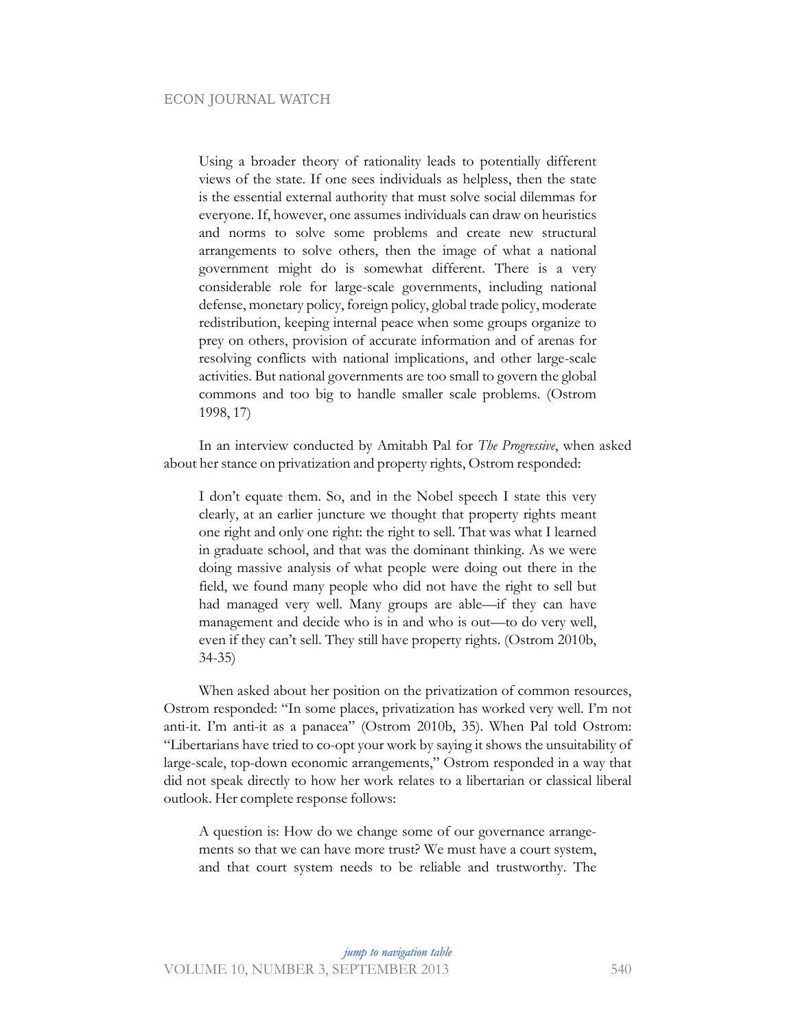> Using a broader theory of rationality leads to potentially different views of the state. If one sees individuals as helpless, then the state is the essential external authority that must solve social dilemmas for everyone. If, however, one assumes individuals can draw on heuristics and norms to solve some problems and create new structural arrangements to solve others, then the image of what a national government might do is somewhat different. There is a very considerable role for large-scale governments, including national defense, monetary policy, foreign policy, global trade policy, moderate redistribution, keeping internal peace when some groups organize to prey on others, provision of accurate information and of arenas for resolving conflicts with national implications, and other large-scale activities. But national governments are too small to govern the global commons and too big to handle smaller scale problems. (Ostrom 1998, 17)

In an interview conducted by Amitabh Pal for *The Progressive*, when asked about her stance on privatization and property rights, Ostrom responded:

> I don't equate them. So, and in the Nobel speech I state this very clearly, at an earlier juncture we thought that property rights meant one right and only one right: the right to sell. That was what I learned in graduate school, and that was the dominant thinking. As we were doing massive analysis of what people were doing out there in the field, we found many people who did not have the right to sell but had managed very well. Many groups are able—if they can have management and decide who is in and who is out—to do very well, even if they can't sell. They still have property rights. (Ostrom 2010b, 34-35)

When asked about her position on the privatization of common resources, Ostrom responded: "In some places, privatization has worked very well. I'm not anti-it. I'm anti-it as a panacea" (Ostrom 2010b, 35). When Pal told Ostrom: "Libertarians have tried to co-opt your work by saying it shows the unsuitability of large-scale, top-down economic arrangements," Ostrom responded in a way that did not speak directly to how her work relates to a libertarian or classical liberal outlook. Her complete response follows:

> A question is: How do we change some of our governance arrangements so that we can have more trust? We must have a court system, and that court system needs to be reliable and trustworthy. The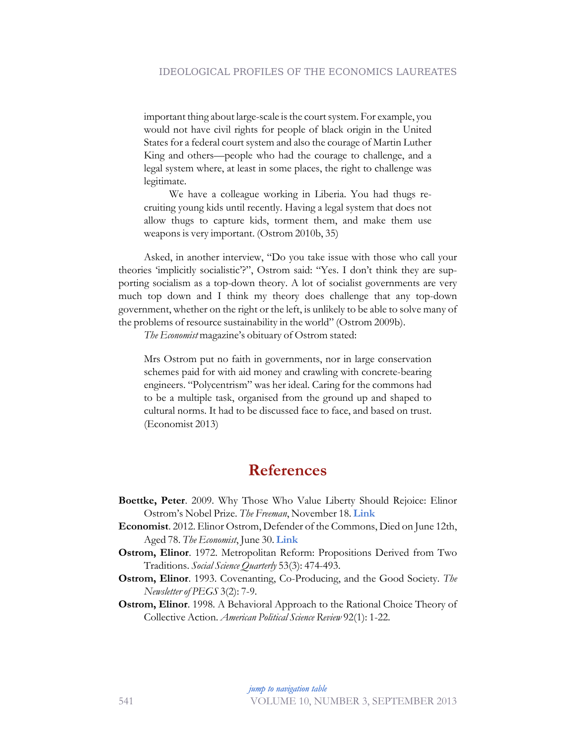important thing about large-scale is the court system. For example, you would not have civil rights for people of black origin in the United States for a federal court system and also the courage of Martin Luther King and others—people who had the courage to challenge, and a legal system where, at least in some places, the right to challenge was legitimate.

> We have a colleague working in Liberia. You had thugs recruiting young kids until recently. Having a legal system that does not allow thugs to capture kids, torment them, and make them use weapons is very important. (Ostrom 2010b, 35)

Asked, in another interview, "Do you take issue with those who call your theories 'implicitly socialistic'?", Ostrom said: "Yes. I don't think they are supporting socialism as a top-down theory. A lot of socialist governments are very much top down and I think my theory does challenge that any top-down government, whether on the right or the left, is unlikely to be able to solve many of the problems of resource sustainability in the world" (Ostrom 2009b).

*The Economist* magazine's obituary of Ostrom stated:

> Mrs Ostrom put no faith in governments, nor in large conservation schemes paid for with aid money and crawling with concrete-bearing engineers. "Polycentrism" was her ideal. Caring for the commons had to be a multiple task, organised from the ground up and shaped to cultural norms. It had to be discussed face to face, and based on trust. (Economist 2013)

## References

**Boettke, Peter**. 2009. Why Those Who Value Liberty Should Rejoice: Elinor Ostrom's Nobel Prize. *The Freeman*, November 18. **Link**

**Economist**. 2012. Elinor Ostrom, Defender of the Commons, Died on June 12th, Aged 78. *The Economist*, June 30. **Link**

**Ostrom, Elinor**. 1972. Metropolitan Reform: Propositions Derived from Two Traditions. *Social Science Quarterly* 53(3): 474-493.

**Ostrom, Elinor**. 1993. Covenanting, Co-Producing, and the Good Society. *The Newsletter of PEGS* 3(2): 7-9.

**Ostrom, Elinor**. 1998. A Behavioral Approach to the Rational Choice Theory of Collective Action. *American Political Science Review* 92(1): 1-22.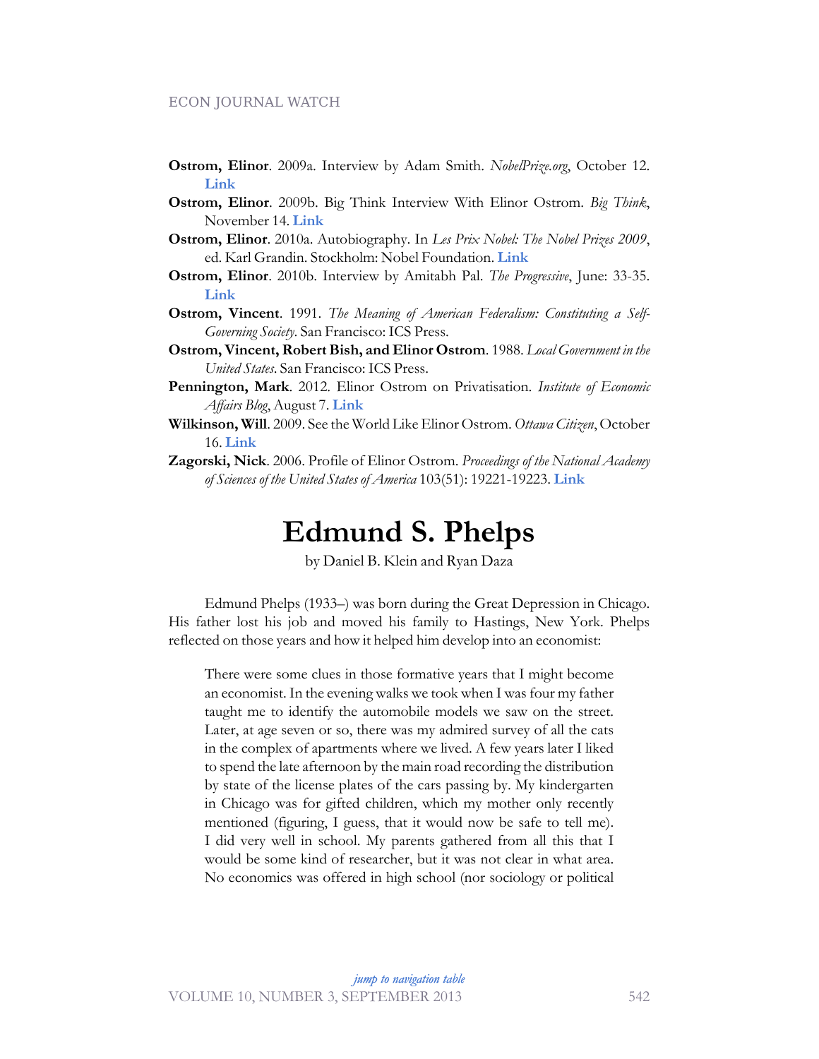**Ostrom, Elinor**. 2009a. Interview by Adam Smith. *NobelPrize.org*, October 12. **Link**

**Ostrom, Elinor**. 2009b. Big Think Interview With Elinor Ostrom. *Big Think*, November 14. **Link**

**Ostrom, Elinor**. 2010a. Autobiography. In *Les Prix Nobel: The Nobel Prizes 2009*, ed. Karl Grandin. Stockholm: Nobel Foundation. **Link**

**Ostrom, Elinor**. 2010b. Interview by Amitabh Pal. *The Progressive*, June: 33-35. **Link**

**Ostrom, Vincent**. 1991. *The Meaning of American Federalism: Constituting a Self-Governing Society*. San Francisco: ICS Press.

**Ostrom, Vincent, Robert Bish, and Elinor Ostrom**. 1988. *Local Government in the United States*. San Francisco: ICS Press.

**Pennington, Mark**. 2012. Elinor Ostrom on Privatisation. *Institute of Economic Affairs Blog*, August 7. **Link**

**Wilkinson, Will**. 2009. See the World Like Elinor Ostrom. *Ottawa Citizen*, October 16. **Link**

**Zagorski, Nick**. 2006. Profile of Elinor Ostrom. *Proceedings of the National Academy of Sciences of the United States of America* 103(51): 19221-19223. **Link**

# Edmund S. Phelps

by Daniel B. Klein and Ryan Daza

Edmund Phelps (1933–) was born during the Great Depression in Chicago. His father lost his job and moved his family to Hastings, New York. Phelps reflected on those years and how it helped him develop into an economist:

> There were some clues in those formative years that I might become an economist. In the evening walks we took when I was four my father taught me to identify the automobile models we saw on the street. Later, at age seven or so, there was my admired survey of all the cats in the complex of apartments where we lived. A few years later I liked to spend the late afternoon by the main road recording the distribution by state of the license plates of the cars passing by. My kindergarten in Chicago was for gifted children, which my mother only recently mentioned (figuring, I guess, that it would now be safe to tell me). I did very well in school. My parents gathered from all this that I would be some kind of researcher, but it was not clear in what area. No economics was offered in high school (nor sociology or political